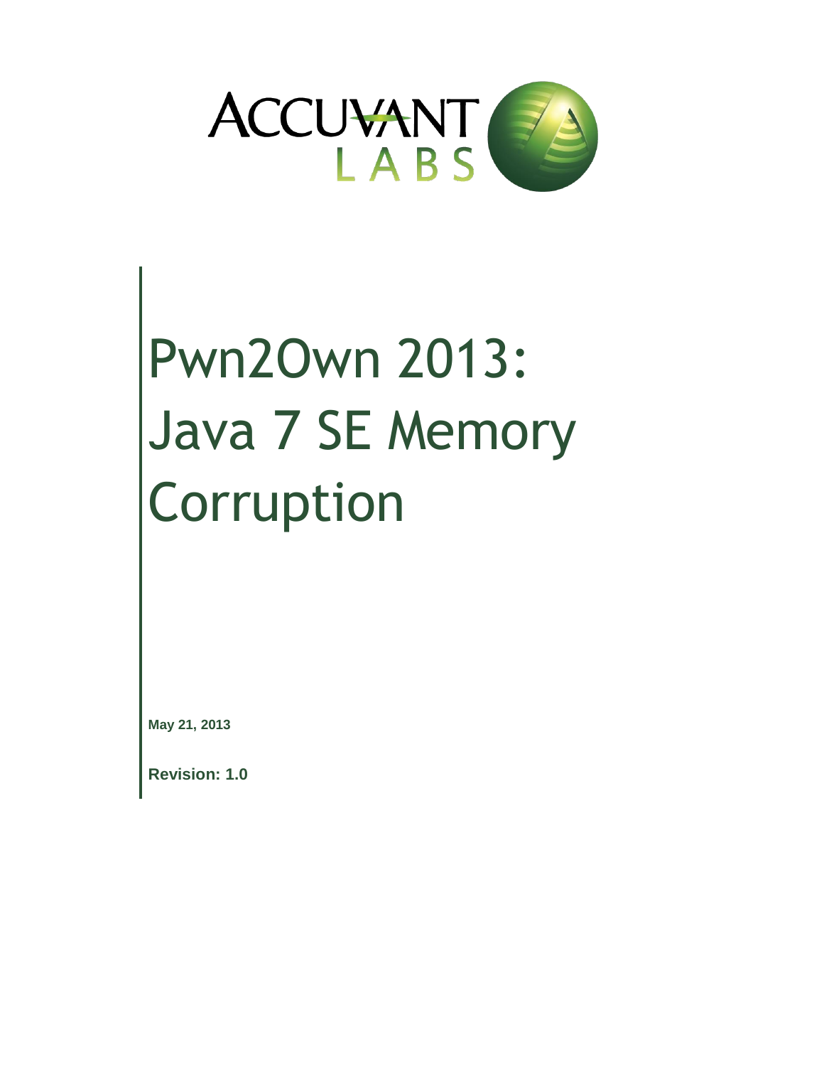ACCUVANT LABS

# Pwn2Own 2013: Java 7 SE Memory Corruption

**May 21, 2013**

**Revision: 1.0**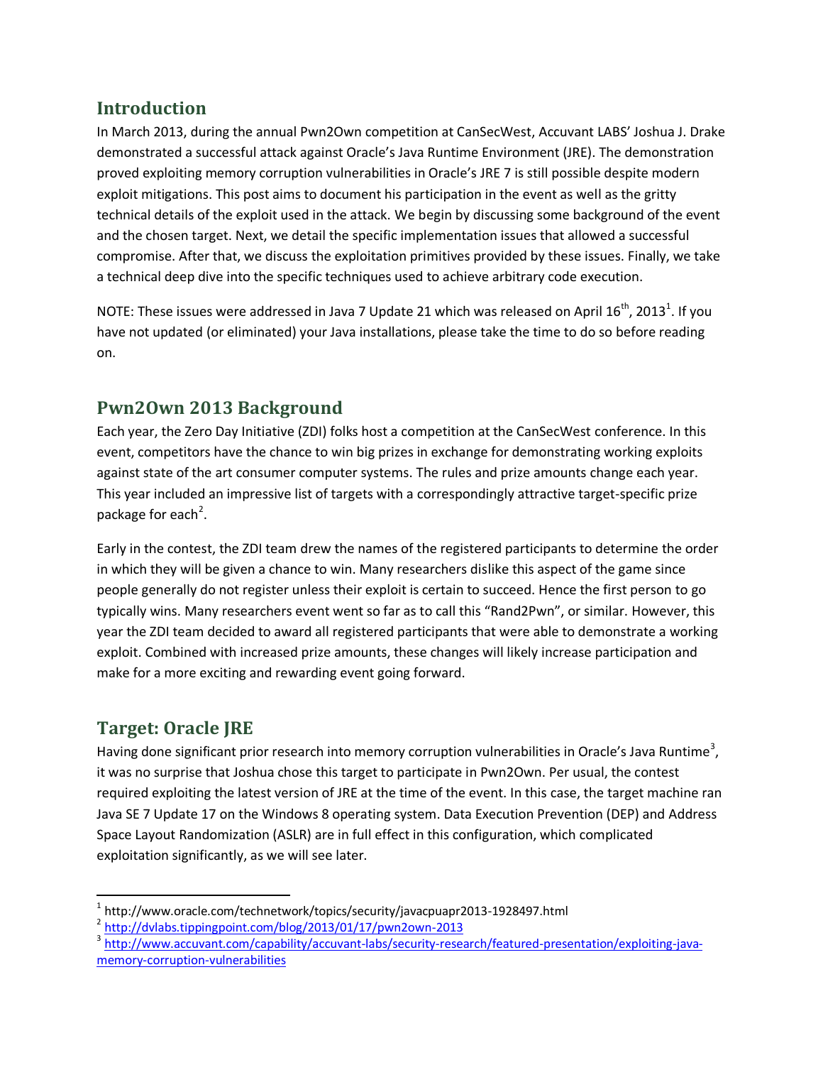## Introduction

In March 2013, during the annual Pwn2Own competition at CanSecWest, Accuvant LABS' Joshua J. Drake demonstrated a successful attack against Oracle's Java Runtime Environment (JRE). The demonstration proved exploiting memory corruption vulnerabilities in Oracle's JRE 7 is still possible despite modern exploit mitigations. This post aims to document his participation in the event as well as the gritty technical details of the exploit used in the attack. We begin by discussing some background of the event and the chosen target. Next, we detail the specific implementation issues that allowed a successful compromise. After that, we discuss the exploitation primitives provided by these issues. Finally, we take a technical deep dive into the specific techniques used to achieve arbitrary code execution.

NOTE: These issues were addressed in Java 7 Update 21 which was released on April 16th, 2013[1]. If you have not updated (or eliminated) your Java installations, please take the time to do so before reading on.

## Pwn2Own 2013 Background

Each year, the Zero Day Initiative (ZDI) folks host a competition at the CanSecWest conference. In this event, competitors have the chance to win big prizes in exchange for demonstrating working exploits against state of the art consumer computer systems. The rules and prize amounts change each year. This year included an impressive list of targets with a correspondingly attractive target-specific prize package for each[2].

Early in the contest, the ZDI team drew the names of the registered participants to determine the order in which they will be given a chance to win. Many researchers dislike this aspect of the game since people generally do not register unless their exploit is certain to succeed. Hence the first person to go typically wins. Many researchers event went so far as to call this "Rand2Pwn", or similar. However, this year the ZDI team decided to award all registered participants that were able to demonstrate a working exploit. Combined with increased prize amounts, these changes will likely increase participation and make for a more exciting and rewarding event going forward.

## Target: Oracle JRE

Having done significant prior research into memory corruption vulnerabilities in Oracle's Java Runtime[3], it was no surprise that Joshua chose this target to participate in Pwn2Own. Per usual, the contest required exploiting the latest version of JRE at the time of the event. In this case, the target machine ran Java SE 7 Update 17 on the Windows 8 operating system. Data Execution Prevention (DEP) and Address Space Layout Randomization (ASLR) are in full effect in this configuration, which complicated exploitation significantly, as we will see later.

---

[1] http://www.oracle.com/technetwork/topics/security/javacpuapr2013-1928497.html

[2] http://dvlabs.tippingpoint.com/blog/2013/01/17/pwn2own-2013

[3] http://www.accuvant.com/capability/accuvant-labs/security-research/featured-presentation/exploiting-java-memory-corruption-vulnerabilities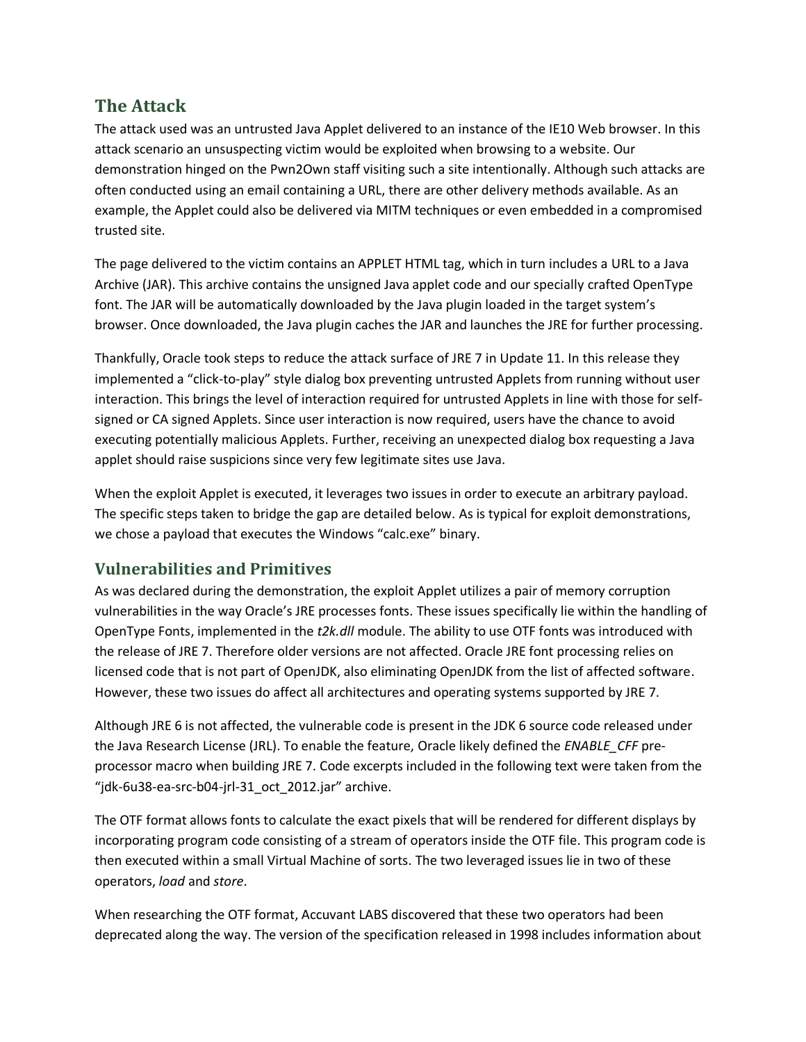## The Attack

The attack used was an untrusted Java Applet delivered to an instance of the IE10 Web browser. In this attack scenario an unsuspecting victim would be exploited when browsing to a website. Our demonstration hinged on the Pwn2Own staff visiting such a site intentionally. Although such attacks are often conducted using an email containing a URL, there are other delivery methods available. As an example, the Applet could also be delivered via MITM techniques or even embedded in a compromised trusted site.

The page delivered to the victim contains an APPLET HTML tag, which in turn includes a URL to a Java Archive (JAR). This archive contains the unsigned Java applet code and our specially crafted OpenType font. The JAR will be automatically downloaded by the Java plugin loaded in the target system's browser. Once downloaded, the Java plugin caches the JAR and launches the JRE for further processing.

Thankfully, Oracle took steps to reduce the attack surface of JRE 7 in Update 11. In this release they implemented a "click-to-play" style dialog box preventing untrusted Applets from running without user interaction. This brings the level of interaction required for untrusted Applets in line with those for self-signed or CA signed Applets. Since user interaction is now required, users have the chance to avoid executing potentially malicious Applets. Further, receiving an unexpected dialog box requesting a Java applet should raise suspicions since very few legitimate sites use Java.

When the exploit Applet is executed, it leverages two issues in order to execute an arbitrary payload. The specific steps taken to bridge the gap are detailed below. As is typical for exploit demonstrations, we chose a payload that executes the Windows "calc.exe" binary.

## Vulnerabilities and Primitives

As was declared during the demonstration, the exploit Applet utilizes a pair of memory corruption vulnerabilities in the way Oracle's JRE processes fonts. These issues specifically lie within the handling of OpenType Fonts, implemented in the *t2k.dll* module. The ability to use OTF fonts was introduced with the release of JRE 7. Therefore older versions are not affected. Oracle JRE font processing relies on licensed code that is not part of OpenJDK, also eliminating OpenJDK from the list of affected software. However, these two issues do affect all architectures and operating systems supported by JRE 7.

Although JRE 6 is not affected, the vulnerable code is present in the JDK 6 source code released under the Java Research License (JRL). To enable the feature, Oracle likely defined the *ENABLE_CFF* pre-processor macro when building JRE 7. Code excerpts included in the following text were taken from the "jdk-6u38-ea-src-b04-jrl-31_oct_2012.jar" archive.

The OTF format allows fonts to calculate the exact pixels that will be rendered for different displays by incorporating program code consisting of a stream of operators inside the OTF file. This program code is then executed within a small Virtual Machine of sorts. The two leveraged issues lie in two of these operators, *load* and *store*.

When researching the OTF format, Accuvant LABS discovered that these two operators had been deprecated along the way. The version of the specification released in 1998 includes information about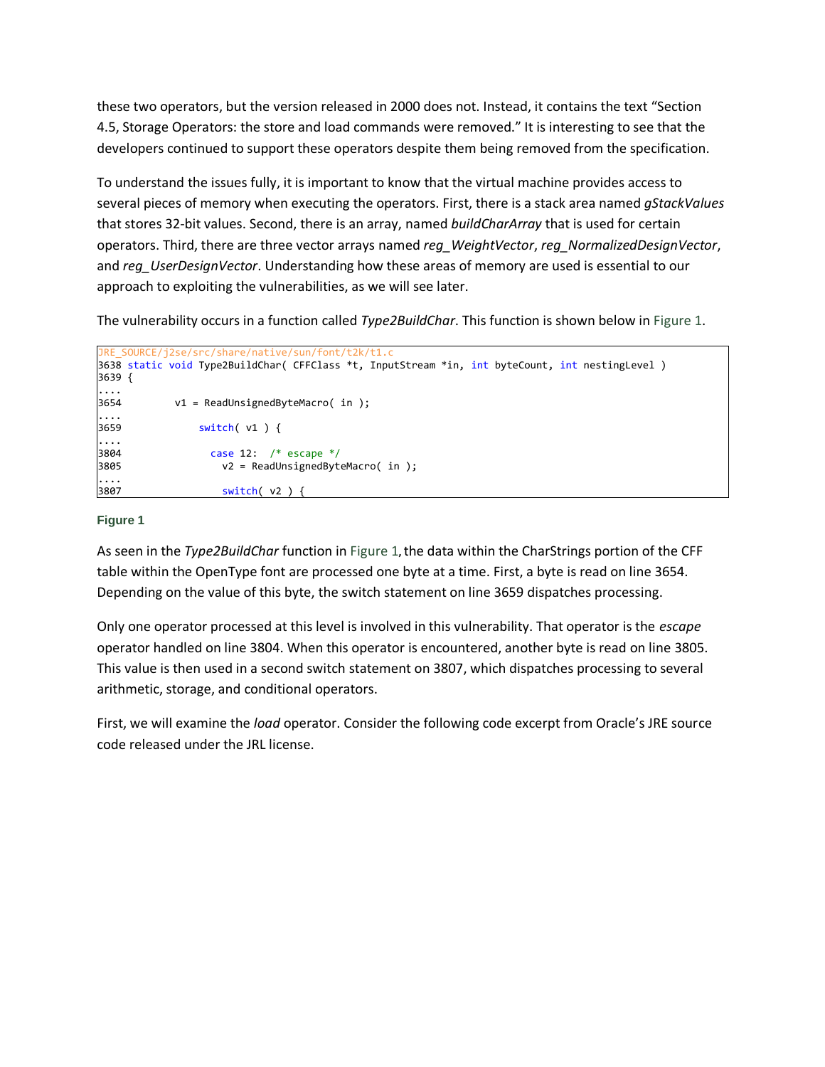these two operators, but the version released in 2000 does not. Instead, it contains the text "Section 4.5, Storage Operators: the store and load commands were removed." It is interesting to see that the developers continued to support these operators despite them being removed from the specification.

To understand the issues fully, it is important to know that the virtual machine provides access to several pieces of memory when executing the operators. First, there is a stack area named *gStackValues* that stores 32-bit values. Second, there is an array, named *buildCharArray* that is used for certain operators. Third, there are three vector arrays named *reg_WeightVector*, *reg_NormalizedDesignVector*, and *reg_UserDesignVector*. Understanding how these areas of memory are used is essential to our approach to exploiting the vulnerabilities, as we will see later.

The vulnerability occurs in a function called *Type2BuildChar*. This function is shown below in Figure 1.

```
JRE_SOURCE/j2se/src/share/native/sun/font/t2k/t1.c
3638 static void Type2BuildChar( CFFClass *t, InputStream *in, int byteCount, int nestingLevel )
3639 {
....
3654        v1 = ReadUnsignedByteMacro( in );
....
3659            switch( v1 ) {
....
3804              case 12:  /* escape */
3805                v2 = ReadUnsignedByteMacro( in );
....
3807                switch( v2 ) {
```

**Figure 1**

As seen in the *Type2BuildChar* function in Figure 1, the data within the CharStrings portion of the CFF table within the OpenType font are processed one byte at a time. First, a byte is read on line 3654. Depending on the value of this byte, the switch statement on line 3659 dispatches processing.

Only one operator processed at this level is involved in this vulnerability. That operator is the *escape* operator handled on line 3804. When this operator is encountered, another byte is read on line 3805. This value is then used in a second switch statement on 3807, which dispatches processing to several arithmetic, storage, and conditional operators.

First, we will examine the *load* operator. Consider the following code excerpt from Oracle's JRE source code released under the JRL license.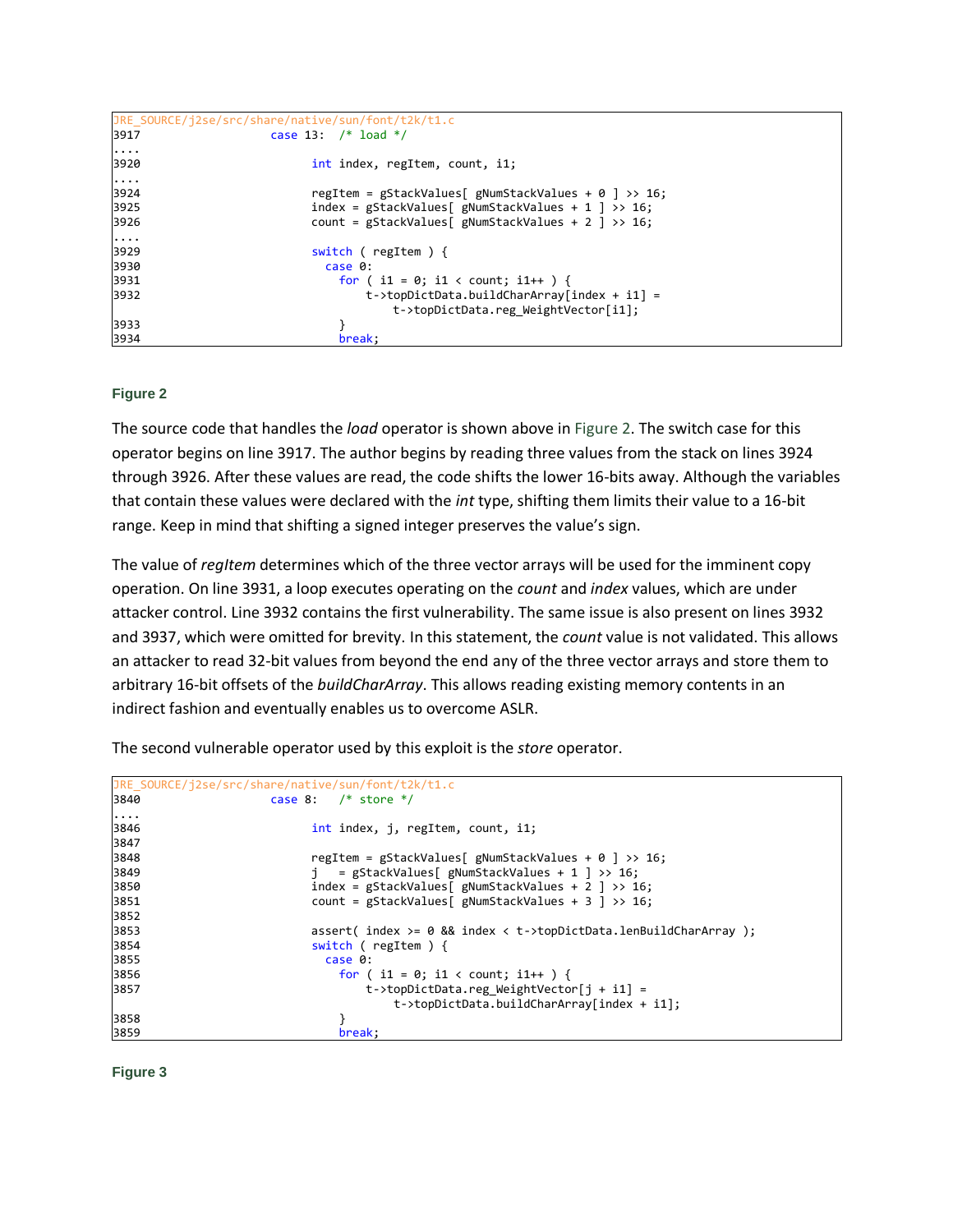```
JRE_SOURCE/j2se/src/share/native/sun/font/t2k/t1.c
3917                case 13:  /* load */
....
3920                    int index, regItem, count, i1;
....
3924                    regItem = gStackValues[ gNumStackValues + 0 ] >> 16;
3925                    index = gStackValues[ gNumStackValues + 1 ] >> 16;
3926                    count = gStackValues[ gNumStackValues + 2 ] >> 16;
....
3929                    switch ( regItem ) {
3930                      case 0:
3931                        for ( i1 = 0; i1 < count; i1++ ) {
3932                            t->topDictData.buildCharArray[index + i1] =
                                    t->topDictData.reg_WeightVector[i1];
3933                        }
3934                        break;
```

**Figure 2**

The source code that handles the *load* operator is shown above in Figure 2. The switch case for this operator begins on line 3917. The author begins by reading three values from the stack on lines 3924 through 3926. After these values are read, the code shifts the lower 16-bits away. Although the variables that contain these values were declared with the *int* type, shifting them limits their value to a 16-bit range. Keep in mind that shifting a signed integer preserves the value's sign.

The value of *regItem* determines which of the three vector arrays will be used for the imminent copy operation. On line 3931, a loop executes operating on the *count* and *index* values, which are under attacker control. Line 3932 contains the first vulnerability. The same issue is also present on lines 3932 and 3937, which were omitted for brevity. In this statement, the *count* value is not validated. This allows an attacker to read 32-bit values from beyond the end any of the three vector arrays and store them to arbitrary 16-bit offsets of the *buildCharArray*. This allows reading existing memory contents in an indirect fashion and eventually enables us to overcome ASLR.

The second vulnerable operator used by this exploit is the *store* operator.

```
JRE_SOURCE/j2se/src/share/native/sun/font/t2k/t1.c
3840                case 8:   /* store */
....
3846                    int index, j, regItem, count, i1;
3847
3848                    regItem = gStackValues[ gNumStackValues + 0 ] >> 16;
3849                    j   = gStackValues[ gNumStackValues + 1 ] >> 16;
3850                    index = gStackValues[ gNumStackValues + 2 ] >> 16;
3851                    count = gStackValues[ gNumStackValues + 3 ] >> 16;
3852
3853                    assert( index >= 0 && index < t->topDictData.lenBuildCharArray );
3854                    switch ( regItem ) {
3855                      case 0:
3856                        for ( i1 = 0; i1 < count; i1++ ) {
3857                            t->topDictData.reg_WeightVector[j + i1] =
                                    t->topDictData.buildCharArray[index + i1];
3858                        }
3859                        break;
```

**Figure 3**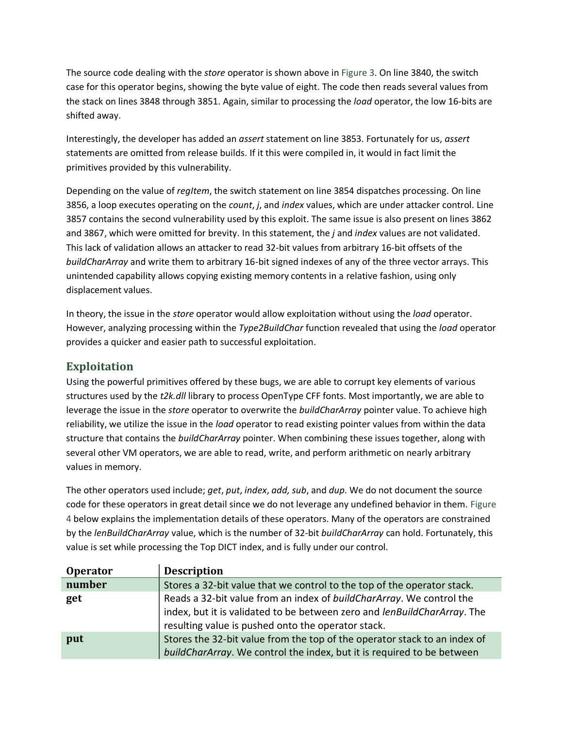The source code dealing with the *store* operator is shown above in Figure 3. On line 3840, the switch case for this operator begins, showing the byte value of eight. The code then reads several values from the stack on lines 3848 through 3851. Again, similar to processing the *load* operator, the low 16-bits are shifted away.

Interestingly, the developer has added an *assert* statement on line 3853. Fortunately for us, *assert* statements are omitted from release builds. If it this were compiled in, it would in fact limit the primitives provided by this vulnerability.

Depending on the value of *regItem*, the switch statement on line 3854 dispatches processing. On line 3856, a loop executes operating on the *count*, *j*, and *index* values, which are under attacker control. Line 3857 contains the second vulnerability used by this exploit. The same issue is also present on lines 3862 and 3867, which were omitted for brevity. In this statement, the *j* and *index* values are not validated. This lack of validation allows an attacker to read 32-bit values from arbitrary 16-bit offsets of the *buildCharArray* and write them to arbitrary 16-bit signed indexes of any of the three vector arrays. This unintended capability allows copying existing memory contents in a relative fashion, using only displacement values.

In theory, the issue in the *store* operator would allow exploitation without using the *load* operator. However, analyzing processing within the *Type2BuildChar* function revealed that using the *load* operator provides a quicker and easier path to successful exploitation.

## Exploitation

Using the powerful primitives offered by these bugs, we are able to corrupt key elements of various structures used by the *t2k.dll* library to process OpenType CFF fonts. Most importantly, we are able to leverage the issue in the *store* operator to overwrite the *buildCharArray* pointer value. To achieve high reliability, we utilize the issue in the *load* operator to read existing pointer values from within the data structure that contains the *buildCharArray* pointer. When combining these issues together, along with several other VM operators, we are able to read, write, and perform arithmetic on nearly arbitrary values in memory.

The other operators used include; *get*, *put*, *index*, *add, sub*, and *dup*. We do not document the source code for these operators in great detail since we do not leverage any undefined behavior in them. Figure 4 below explains the implementation details of these operators. Many of the operators are constrained by the *lenBuildCharArray* value, which is the number of 32-bit *buildCharArray* can hold. Fortunately, this value is set while processing the Top DICT index, and is fully under our control.

| Operator | Description |
|---|---|
| **number** | Stores a 32-bit value that we control to the top of the operator stack. |
| **get** | Reads a 32-bit value from an index of *buildCharArray*. We control the index, but it is validated to be between zero and *lenBuildCharArray*. The resulting value is pushed onto the operator stack. |
| **put** | Stores the 32-bit value from the top of the operator stack to an index of *buildCharArray*. We control the index, but it is required to be between |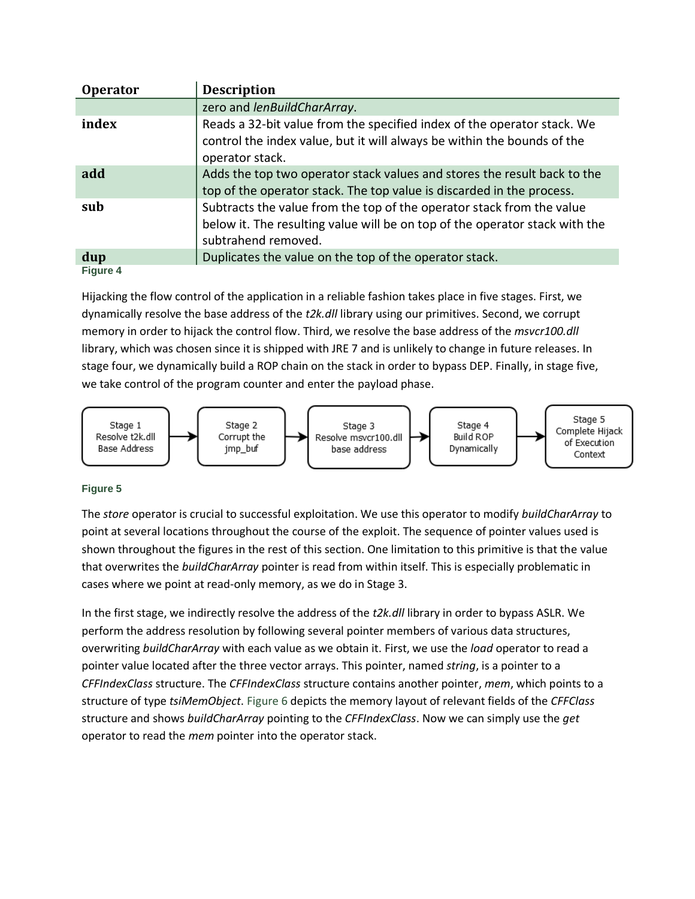| Operator | Description |
|---|---|
| | zero and *lenBuildCharArray*. |
| **index** | Reads a 32-bit value from the specified index of the operator stack. We control the index value, but it will always be within the bounds of the operator stack. |
| **add** | Adds the top two operator stack values and stores the result back to the top of the operator stack. The top value is discarded in the process. |
| **sub** | Subtracts the value from the top of the operator stack from the value below it. The resulting value will be on top of the operator stack with the subtrahend removed. |
| **dup** | Duplicates the value on the top of the operator stack. |

Figure 4

Hijacking the flow control of the application in a reliable fashion takes place in five stages. First, we dynamically resolve the base address of the *t2k.dll* library using our primitives. Second, we corrupt memory in order to hijack the control flow. Third, we resolve the base address of the *msvcr100.dll* library, which was chosen since it is shipped with JRE 7 and is unlikely to change in future releases. In stage four, we dynamically build a ROP chain on the stack in order to bypass DEP. Finally, in stage five, we take control of the program counter and enter the payload phase.

Stage 1 Resolve t2k.dll Base Address → Stage 2 Corrupt the jmp_buf → Stage 3 Resolve msvcr100.dll base address → Stage 4 Build ROP Dynamically → Stage 5 Complete Hijack of Execution Context

Figure 5

The *store* operator is crucial to successful exploitation. We use this operator to modify *buildCharArray* to point at several locations throughout the course of the exploit. The sequence of pointer values used is shown throughout the figures in the rest of this section. One limitation to this primitive is that the value that overwrites the *buildCharArray* pointer is read from within itself. This is especially problematic in cases where we point at read-only memory, as we do in Stage 3.

In the first stage, we indirectly resolve the address of the *t2k.dll* library in order to bypass ASLR. We perform the address resolution by following several pointer members of various data structures, overwriting *buildCharArray* with each value as we obtain it. First, we use the *load* operator to read a pointer value located after the three vector arrays. This pointer, named *string*, is a pointer to a *CFFIndexClass* structure. The *CFFIndexClass* structure contains another pointer, *mem*, which points to a structure of type *tsiMemObject*. Figure 6 depicts the memory layout of relevant fields of the *CFFClass* structure and shows *buildCharArray* pointing to the *CFFIndexClass*. Now we can simply use the *get* operator to read the *mem* pointer into the operator stack.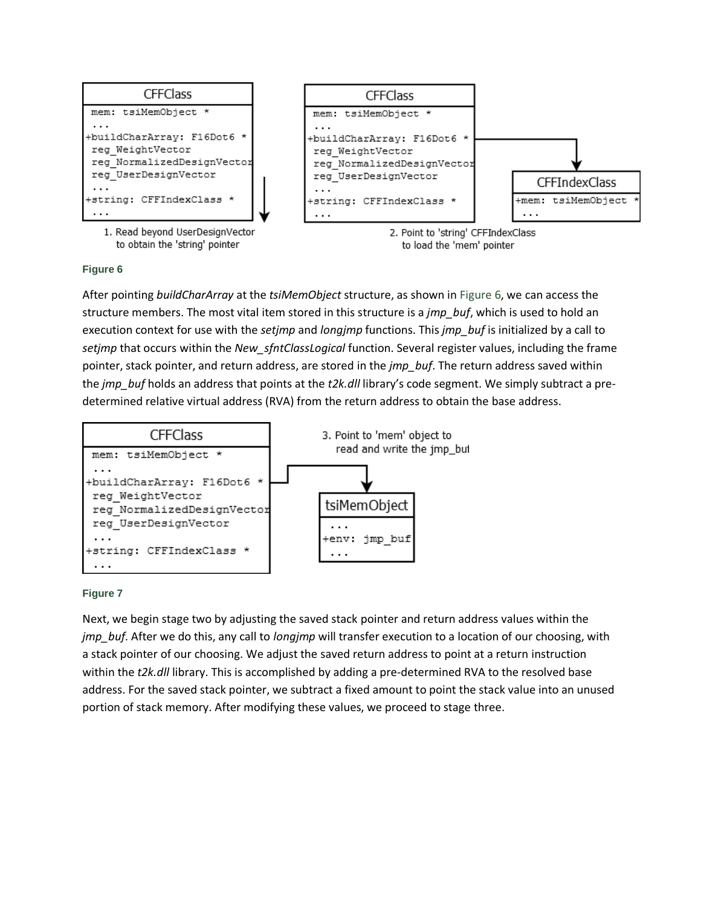```
CFFClass
 mem: tsiMemObject *
 ...
+buildCharArray: F16Dot6 *
 reg_WeightVector
 reg_NormalizedDesignVector
 reg_UserDesignVector
 ...
+string: CFFIndexClass *
 ...
```

1. Read beyond UserDesignVector to obtain the 'string' pointer

```
CFFClass                                         CFFIndexClass
 mem: tsiMemObject *                             +mem: tsiMemObject *
 ...                                              ...
+buildCharArray: F16Dot6 *  ------------------>
 reg_WeightVector
 reg_NormalizedDesignVector
 reg_UserDesignVector
 ...
+string: CFFIndexClass *
 ...
```

2. Point to 'string' CFFIndexClass to load the 'mem' pointer

**Figure 6**

After pointing *buildCharArray* at the *tsiMemObject* structure, as shown in Figure 6, we can access the structure members. The most vital item stored in this structure is a *jmp_buf*, which is used to hold an execution context for use with the *setjmp* and *longjmp* functions. This *jmp_buf* is initialized by a call to *setjmp* that occurs within the *New_sfntClassLogical* function. Several register values, including the frame pointer, stack pointer, and return address, are stored in the *jmp_buf*. The return address saved within the *jmp_buf* holds an address that points at the *t2k.dll* library's code segment. We simply subtract a pre-determined relative virtual address (RVA) from the return address to obtain the base address.

```
CFFClass                                         tsiMemObject
 mem: tsiMemObject *                              ...
 ...                                             +env: jmp_buf
+buildCharArray: F16Dot6 *  ------------------>   ...
 reg_WeightVector
 reg_NormalizedDesignVector
 reg_UserDesignVector
 ...
+string: CFFIndexClass *
 ...
```

3. Point to 'mem' object to read and write the jmp_buf

**Figure 7**

Next, we begin stage two by adjusting the saved stack pointer and return address values within the *jmp_buf*. After we do this, any call to *longjmp* will transfer execution to a location of our choosing, with a stack pointer of our choosing. We adjust the saved return address to point at a return instruction within the *t2k.dll* library. This is accomplished by adding a pre-determined RVA to the resolved base address. For the saved stack pointer, we subtract a fixed amount to point the stack value into an unused portion of stack memory. After modifying these values, we proceed to stage three.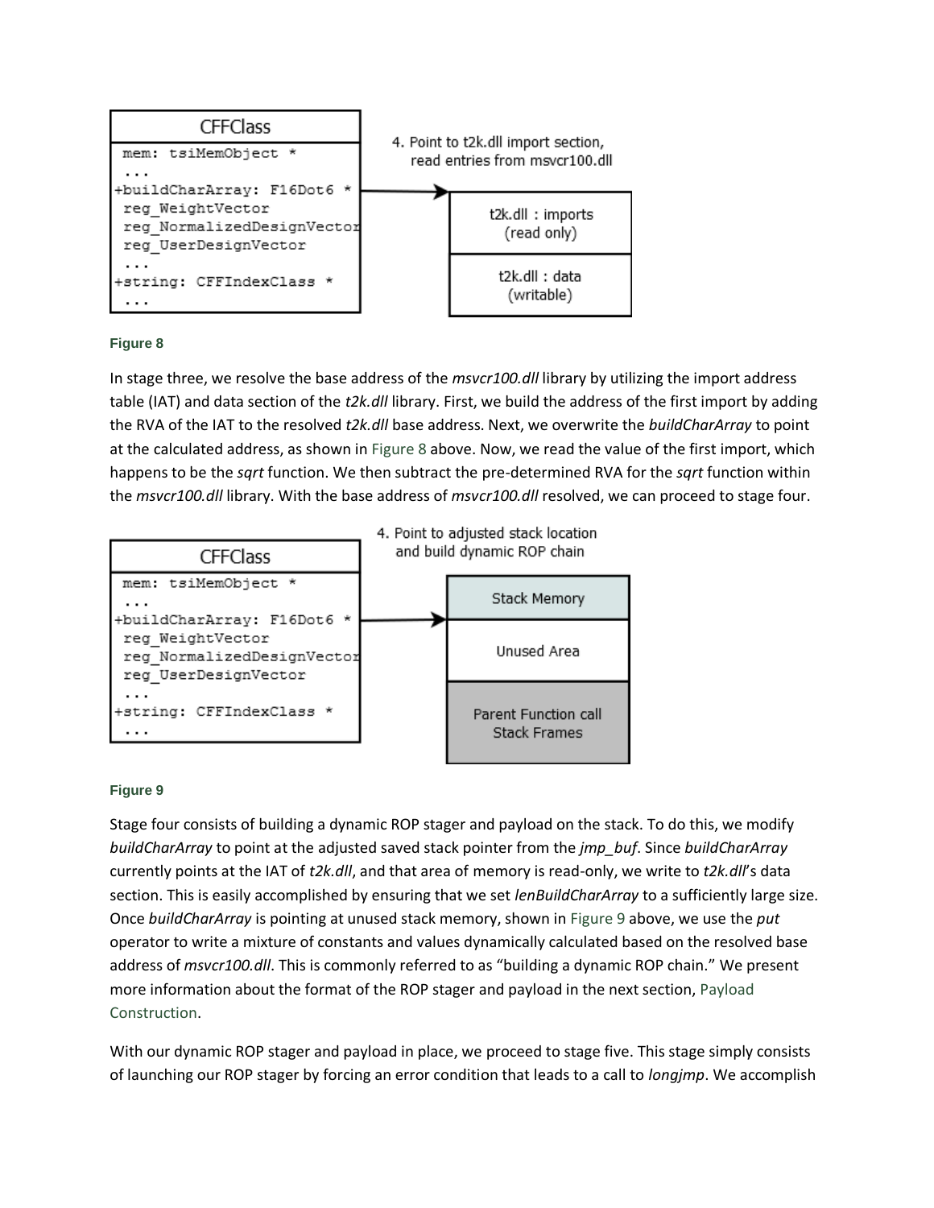CFFClass

```
mem: tsiMemObject *
...
+buildCharArray: F16Dot6 *
reg_WeightVector
reg_NormalizedDesignVector
reg_UserDesignVector
...
+string: CFFIndexClass *
...
```

4. Point to t2k.dll import section, read entries from msvcr100.dll

t2k.dll : imports (read only)

t2k.dll : data (writable)

**Figure 8**

In stage three, we resolve the base address of the *msvcr100.dll* library by utilizing the import address table (IAT) and data section of the *t2k.dll* library. First, we build the address of the first import by adding the RVA of the IAT to the resolved *t2k.dll* base address. Next, we overwrite the *buildCharArray* to point at the calculated address, as shown in Figure 8 above. Now, we read the value of the first import, which happens to be the *sqrt* function. We then subtract the pre-determined RVA for the *sqrt* function within the *msvcr100.dll* library. With the base address of *msvcr100.dll* resolved, we can proceed to stage four.

CFFClass

```
mem: tsiMemObject *
...
+buildCharArray: F16Dot6 *
reg_WeightVector
reg_NormalizedDesignVector
reg_UserDesignVector
...
+string: CFFIndexClass *
...
```

4. Point to adjusted stack location and build dynamic ROP chain

Stack Memory

Unused Area

Parent Function call Stack Frames

**Figure 9**

Stage four consists of building a dynamic ROP stager and payload on the stack. To do this, we modify *buildCharArray* to point at the adjusted saved stack pointer from the *jmp_buf*. Since *buildCharArray* currently points at the IAT of *t2k.dll*, and that area of memory is read-only, we write to *t2k.dll*'s data section. This is easily accomplished by ensuring that we set *lenBuildCharArray* to a sufficiently large size. Once *buildCharArray* is pointing at unused stack memory, shown in Figure 9 above, we use the *put* operator to write a mixture of constants and values dynamically calculated based on the resolved base address of *msvcr100.dll*. This is commonly referred to as "building a dynamic ROP chain." We present more information about the format of the ROP stager and payload in the next section, Payload Construction.

With our dynamic ROP stager and payload in place, we proceed to stage five. This stage simply consists of launching our ROP stager by forcing an error condition that leads to a call to *longjmp*. We accomplish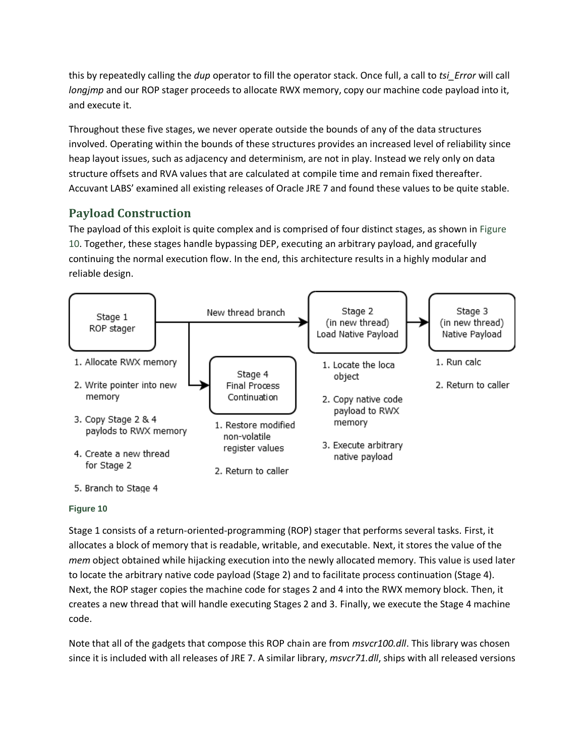this by repeatedly calling the *dup* operator to fill the operator stack. Once full, a call to *tsi_Error* will call *longjmp* and our ROP stager proceeds to allocate RWX memory, copy our machine code payload into it, and execute it.

Throughout these five stages, we never operate outside the bounds of any of the data structures involved. Operating within the bounds of these structures provides an increased level of reliability since heap layout issues, such as adjacency and determinism, are not in play. Instead we rely only on data structure offsets and RVA values that are calculated at compile time and remain fixed thereafter. Accuvant LABS' examined all existing releases of Oracle JRE 7 and found these values to be quite stable.

## Payload Construction

The payload of this exploit is quite complex and is comprised of four distinct stages, as shown in Figure 10. Together, these stages handle bypassing DEP, executing an arbitrary payload, and gracefully continuing the normal execution flow. In the end, this architecture results in a highly modular and reliable design.

Stage 1 ROP stager → (New thread branch) → Stage 2 (in new thread) Load Native Payload → Stage 3 (in new thread) Native Payload

Stage 1 ROP stager → Stage 4 Final Process Continuation

Stage 1 ROP stager:
1. Allocate RWX memory
2. Write pointer into new memory
3. Copy Stage 2 & 4 paylods to RWX memory
4. Create a new thread for Stage 2
5. Branch to Stage 4

Stage 4 Final Process Continuation:
1. Restore modified non-volatile register values
2. Return to caller

Stage 2 (in new thread) Load Native Payload:
1. Locate the loca object
2. Copy native code payload to RWX memory
3. Execute arbitrary native payload

Stage 3 (in new thread) Native Payload:
1. Run calc
2. Return to caller

Figure 10

Stage 1 consists of a return-oriented-programming (ROP) stager that performs several tasks. First, it allocates a block of memory that is readable, writable, and executable. Next, it stores the value of the *mem* object obtained while hijacking execution into the newly allocated memory. This value is used later to locate the arbitrary native code payload (Stage 2) and to facilitate process continuation (Stage 4). Next, the ROP stager copies the machine code for stages 2 and 4 into the RWX memory block. Then, it creates a new thread that will handle executing Stages 2 and 3. Finally, we execute the Stage 4 machine code.

Note that all of the gadgets that compose this ROP chain are from *msvcr100.dll*. This library was chosen since it is included with all releases of JRE 7. A similar library, *msvcr71.dll*, ships with all released versions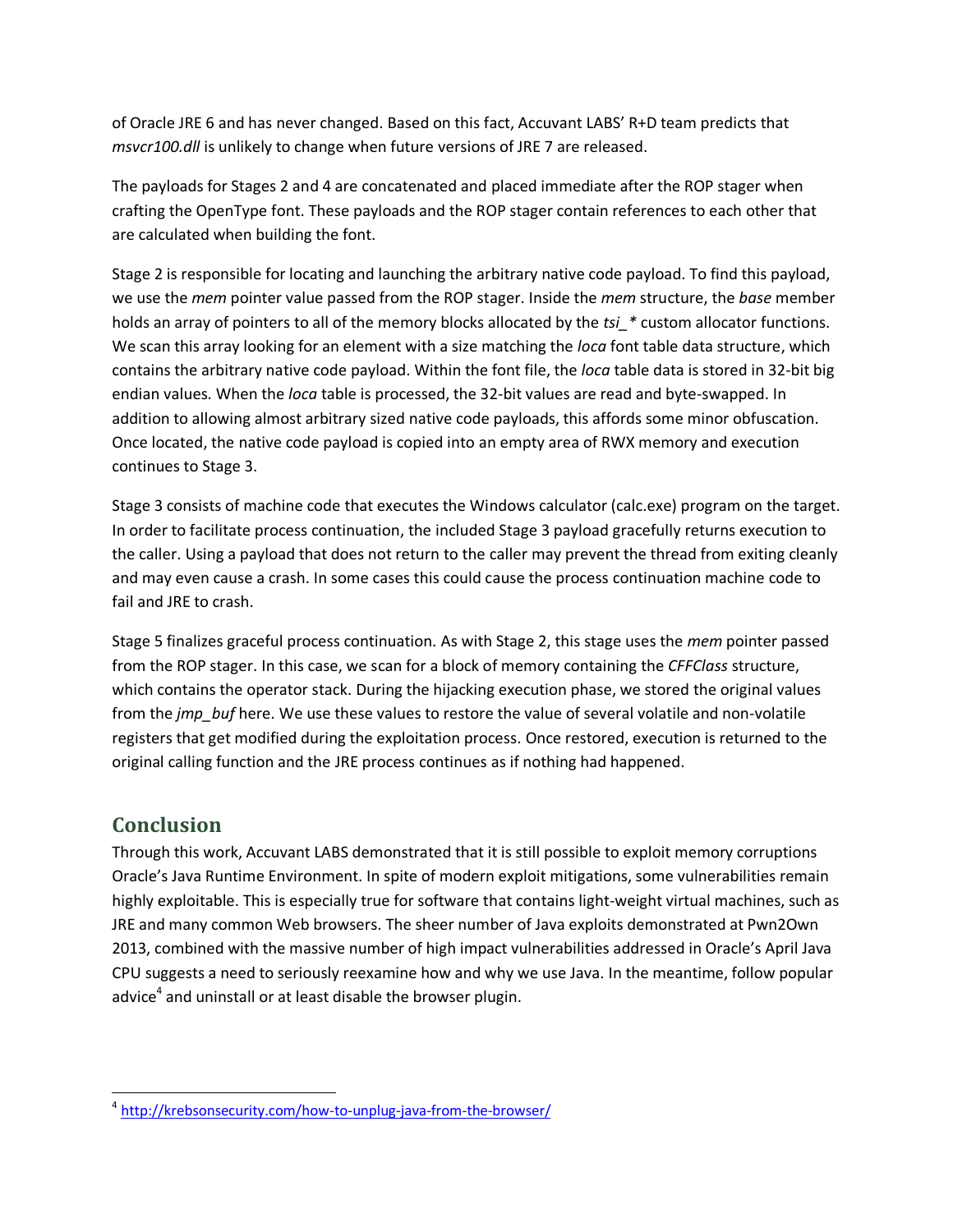of Oracle JRE 6 and has never changed. Based on this fact, Accuvant LABS' R+D team predicts that *msvcr100.dll* is unlikely to change when future versions of JRE 7 are released.

The payloads for Stages 2 and 4 are concatenated and placed immediate after the ROP stager when crafting the OpenType font. These payloads and the ROP stager contain references to each other that are calculated when building the font.

Stage 2 is responsible for locating and launching the arbitrary native code payload. To find this payload, we use the *mem* pointer value passed from the ROP stager. Inside the *mem* structure, the *base* member holds an array of pointers to all of the memory blocks allocated by the *tsi_** custom allocator functions. We scan this array looking for an element with a size matching the *loca* font table data structure, which contains the arbitrary native code payload. Within the font file, the *loca* table data is stored in 32-bit big endian values. When the *loca* table is processed, the 32-bit values are read and byte-swapped. In addition to allowing almost arbitrary sized native code payloads, this affords some minor obfuscation. Once located, the native code payload is copied into an empty area of RWX memory and execution continues to Stage 3.

Stage 3 consists of machine code that executes the Windows calculator (calc.exe) program on the target. In order to facilitate process continuation, the included Stage 3 payload gracefully returns execution to the caller. Using a payload that does not return to the caller may prevent the thread from exiting cleanly and may even cause a crash. In some cases this could cause the process continuation machine code to fail and JRE to crash.

Stage 5 finalizes graceful process continuation. As with Stage 2, this stage uses the *mem* pointer passed from the ROP stager. In this case, we scan for a block of memory containing the *CFFClass* structure, which contains the operator stack. During the hijacking execution phase, we stored the original values from the *jmp_buf* here. We use these values to restore the value of several volatile and non-volatile registers that get modified during the exploitation process. Once restored, execution is returned to the original calling function and the JRE process continues as if nothing had happened.

## Conclusion

Through this work, Accuvant LABS demonstrated that it is still possible to exploit memory corruptions Oracle's Java Runtime Environment. In spite of modern exploit mitigations, some vulnerabilities remain highly exploitable. This is especially true for software that contains light-weight virtual machines, such as JRE and many common Web browsers. The sheer number of Java exploits demonstrated at Pwn2Own 2013, combined with the massive number of high impact vulnerabilities addressed in Oracle's April Java CPU suggests a need to seriously reexamine how and why we use Java. In the meantime, follow popular advice[4] and uninstall or at least disable the browser plugin.

[4] http://krebsonsecurity.com/how-to-unplug-java-from-the-browser/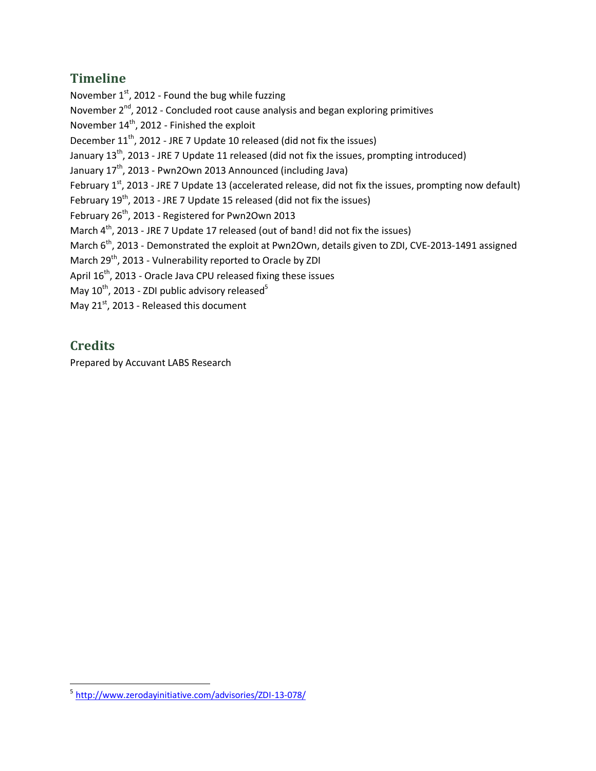## Timeline

November 1st, 2012 - Found the bug while fuzzing
November 2nd, 2012 - Concluded root cause analysis and began exploring primitives
November 14th, 2012 - Finished the exploit
December 11th, 2012 - JRE 7 Update 10 released (did not fix the issues)
January 13th, 2013 - JRE 7 Update 11 released (did not fix the issues, prompting introduced)
January 17th, 2013 - Pwn2Own 2013 Announced (including Java)
February 1st, 2013 - JRE 7 Update 13 (accelerated release, did not fix the issues, prompting now default)
February 19th, 2013 - JRE 7 Update 15 released (did not fix the issues)
February 26th, 2013 - Registered for Pwn2Own 2013
March 4th, 2013 - JRE 7 Update 17 released (out of band! did not fix the issues)
March 6th, 2013 - Demonstrated the exploit at Pwn2Own, details given to ZDI, CVE-2013-1491 assigned
March 29th, 2013 - Vulnerability reported to Oracle by ZDI
April 16th, 2013 - Oracle Java CPU released fixing these issues
May 10th, 2013 - ZDI public advisory released[5]
May 21st, 2013 - Released this document

## Credits

Prepared by Accuvant LABS Research

[5] http://www.zerodayinitiative.com/advisories/ZDI-13-078/